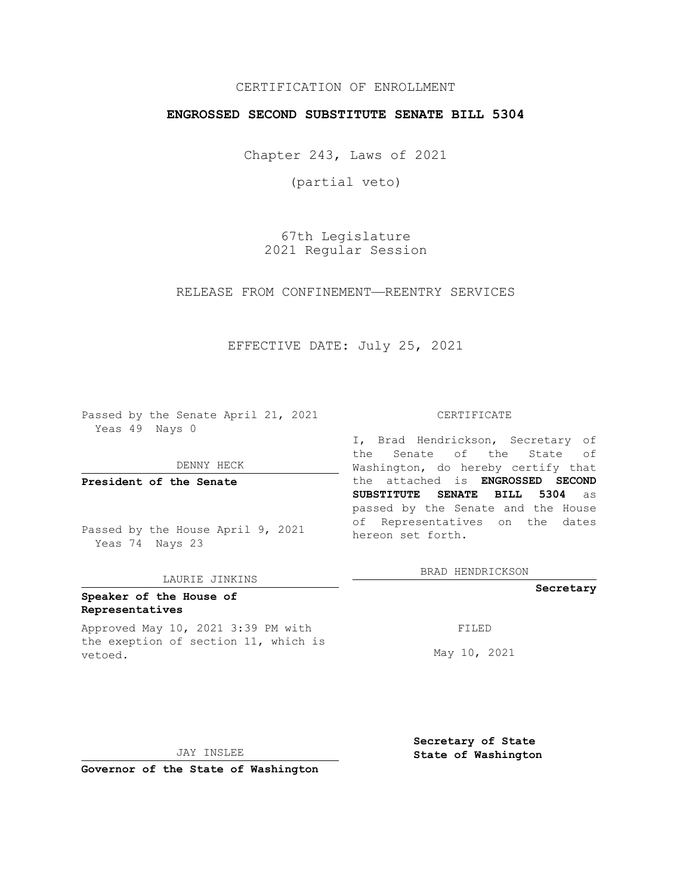CERTIFICATION OF ENROLLMENT

**ENGROSSED SECOND SUBSTITUTE SENATE BILL 5304**

Chapter 243, Laws of 2021

(partial veto)

67th Legislature
2021 Regular Session

RELEASE FROM CONFINEMENT——REENTRY SERVICES

EFFECTIVE DATE: July 25, 2021

Passed by the Senate April 21, 2021
Yeas 49 Nays 0

DENNY HECK

**President of the Senate**

Passed by the House April 9, 2021
Yeas 74 Nays 23

LAURIE JINKINS

**Speaker of the House of Representatives**

Approved May 10, 2021 3:39 PM with the exeption of section 11, which is vetoed.

JAY INSLEE

**Governor of the State of Washington**

CERTIFICATE

I, Brad Hendrickson, Secretary of the Senate of the State of Washington, do hereby certify that the attached is **ENGROSSED SECOND SUBSTITUTE SENATE BILL 5304** as passed by the Senate and the House of Representatives on the dates hereon set forth.

BRAD HENDRICKSON

**Secretary**

FILED

May 10, 2021

**Secretary of State**
**State of Washington**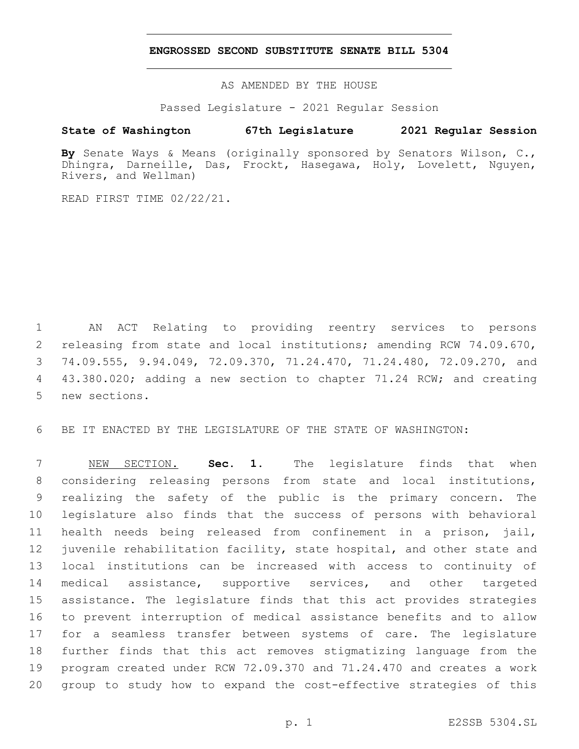**ENGROSSED SECOND SUBSTITUTE SENATE BILL 5304**

AS AMENDED BY THE HOUSE

Passed Legislature - 2021 Regular Session

**State of Washington 67th Legislature 2021 Regular Session**

**By** Senate Ways & Means (originally sponsored by Senators Wilson, C., Dhingra, Darneille, Das, Frockt, Hasegawa, Holy, Lovelett, Nguyen, Rivers, and Wellman)

READ FIRST TIME 02/22/21.

AN ACT Relating to providing reentry services to persons releasing from state and local institutions; amending RCW 74.09.670, 74.09.555, 9.94.049, 72.09.370, 71.24.470, 71.24.480, 72.09.270, and 43.380.020; adding a new section to chapter 71.24 RCW; and creating new sections.

BE IT ENACTED BY THE LEGISLATURE OF THE STATE OF WASHINGTON:

NEW SECTION. **Sec. 1.** The legislature finds that when considering releasing persons from state and local institutions, realizing the safety of the public is the primary concern. The legislature also finds that the success of persons with behavioral health needs being released from confinement in a prison, jail, juvenile rehabilitation facility, state hospital, and other state and local institutions can be increased with access to continuity of medical assistance, supportive services, and other targeted assistance. The legislature finds that this act provides strategies to prevent interruption of medical assistance benefits and to allow for a seamless transfer between systems of care. The legislature further finds that this act removes stigmatizing language from the program created under RCW 72.09.370 and 71.24.470 and creates a work group to study how to expand the cost-effective strategies of this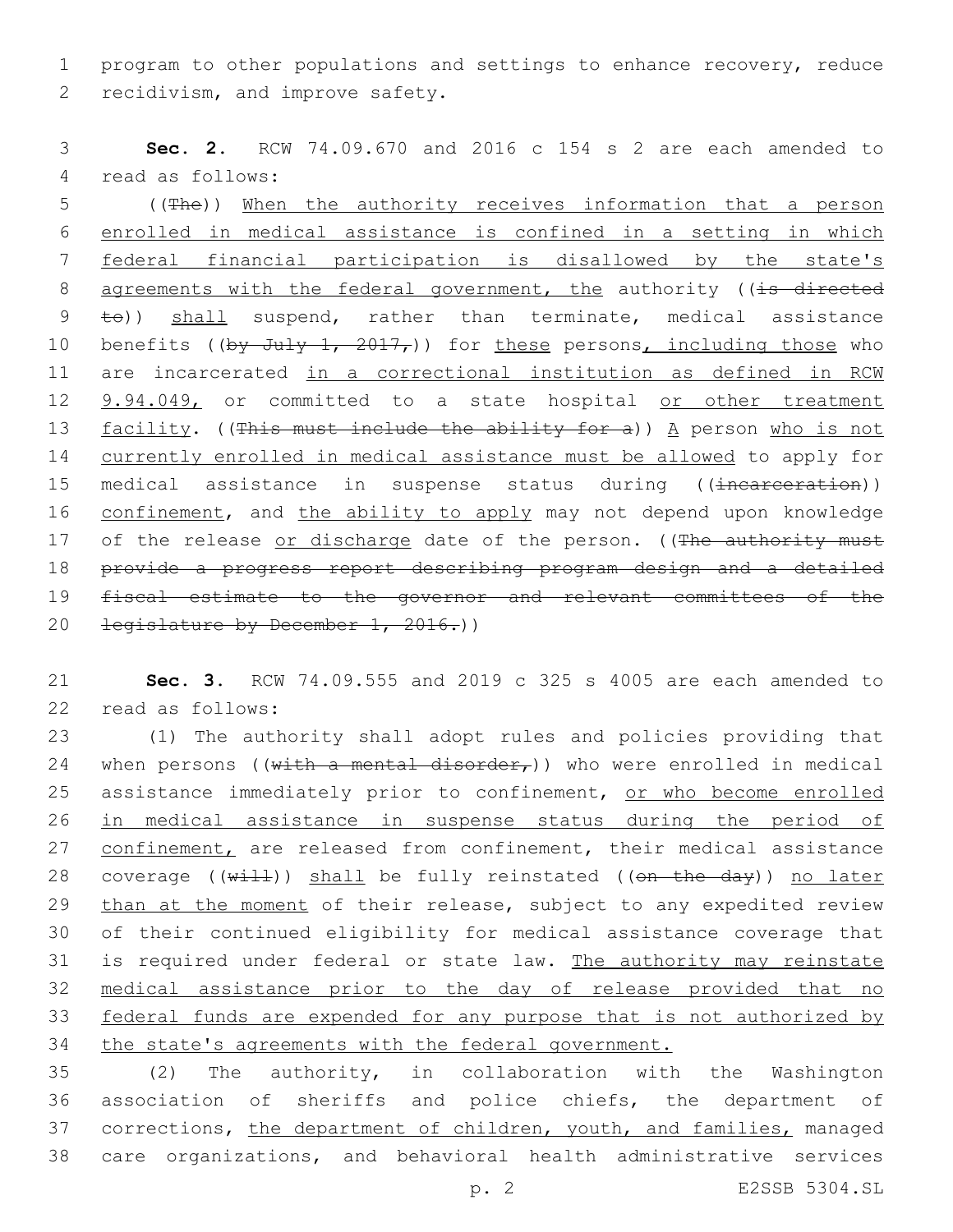program to other populations and settings to enhance recovery, reduce recidivism, and improve safety.

**Sec. 2.** RCW 74.09.670 and 2016 c 154 s 2 are each amended to read as follows:

((~~The~~)) When the authority receives information that a person enrolled in medical assistance is confined in a setting in which federal financial participation is disallowed by the state's agreements with the federal government, the authority ((~~is directed to~~)) shall suspend, rather than terminate, medical assistance benefits ((~~by July 1, 2017,~~)) for these persons, including those who are incarcerated in a correctional institution as defined in RCW 9.94.049, or committed to a state hospital or other treatment facility. ((~~This must include the ability for a~~)) A person who is not currently enrolled in medical assistance must be allowed to apply for medical assistance in suspense status during ((~~incarceration~~)) confinement, and the ability to apply may not depend upon knowledge of the release or discharge date of the person. ((~~The authority must provide a progress report describing program design and a detailed fiscal estimate to the governor and relevant committees of the legislature by December 1, 2016.~~))

**Sec. 3.** RCW 74.09.555 and 2019 c 325 s 4005 are each amended to read as follows:

(1) The authority shall adopt rules and policies providing that when persons ((~~with a mental disorder,~~)) who were enrolled in medical assistance immediately prior to confinement, or who become enrolled in medical assistance in suspense status during the period of confinement, are released from confinement, their medical assistance coverage ((~~will~~)) shall be fully reinstated ((~~on the day~~)) no later than at the moment of their release, subject to any expedited review of their continued eligibility for medical assistance coverage that is required under federal or state law. The authority may reinstate medical assistance prior to the day of release provided that no federal funds are expended for any purpose that is not authorized by the state's agreements with the federal government.

(2) The authority, in collaboration with the Washington association of sheriffs and police chiefs, the department of corrections, the department of children, youth, and families, managed care organizations, and behavioral health administrative services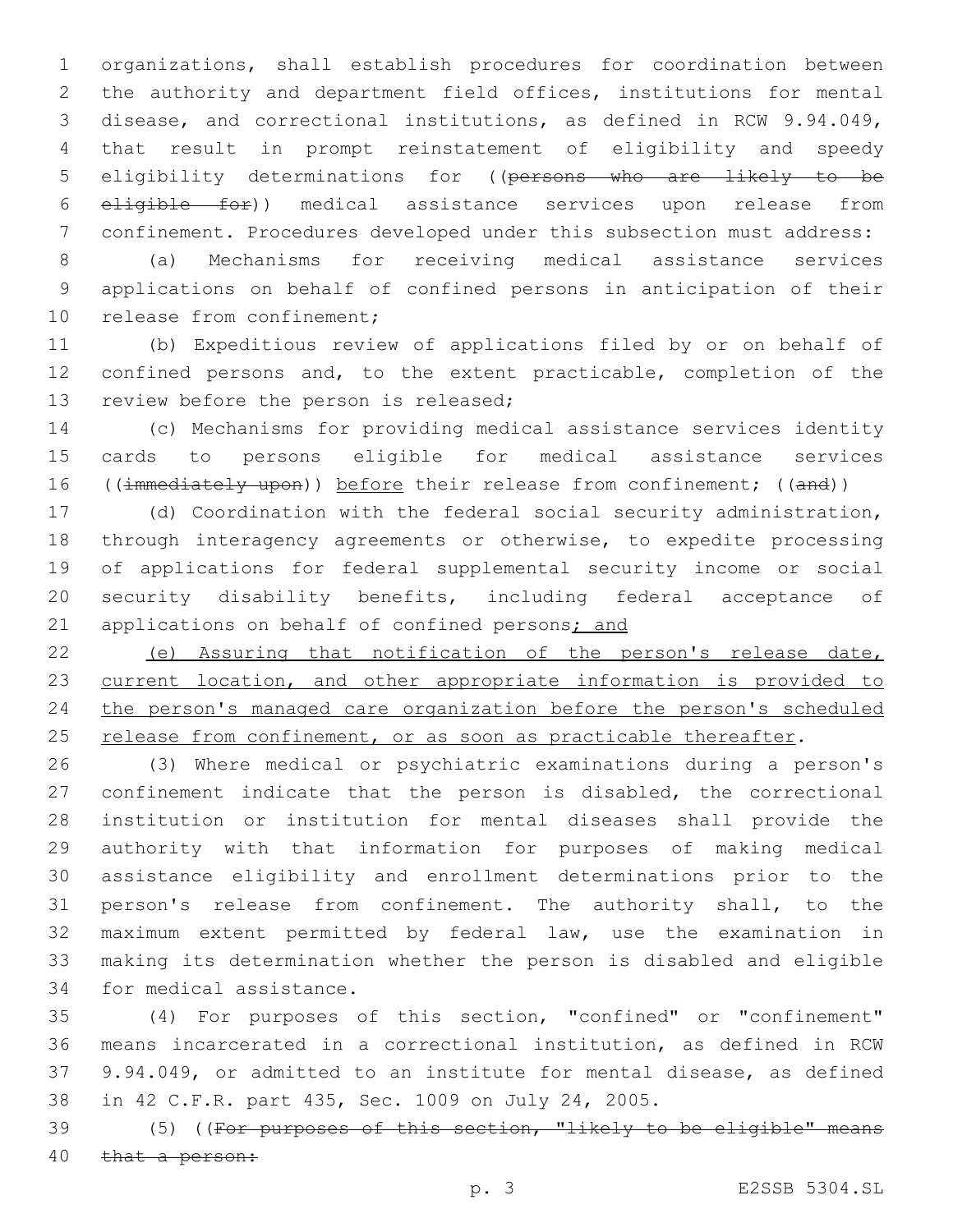organizations, shall establish procedures for coordination between the authority and department field offices, institutions for mental disease, and correctional institutions, as defined in RCW 9.94.049, that result in prompt reinstatement of eligibility and speedy eligibility determinations for ((~~persons who are likely to be eligible for~~)) medical assistance services upon release from confinement. Procedures developed under this subsection must address:

(a) Mechanisms for receiving medical assistance services applications on behalf of confined persons in anticipation of their release from confinement;

(b) Expeditious review of applications filed by or on behalf of confined persons and, to the extent practicable, completion of the review before the person is released;

(c) Mechanisms for providing medical assistance services identity cards to persons eligible for medical assistance services ((~~immediately upon~~)) <u>before</u> their release from confinement; ((~~and~~))

(d) Coordination with the federal social security administration, through interagency agreements or otherwise, to expedite processing of applications for federal supplemental security income or social security disability benefits, including federal acceptance of applications on behalf of confined persons<u>; and</u>

<u>(e) Assuring that notification of the person's release date, current location, and other appropriate information is provided to the person's managed care organization before the person's scheduled release from confinement, or as soon as practicable thereafter</u>.

(3) Where medical or psychiatric examinations during a person's confinement indicate that the person is disabled, the correctional institution or institution for mental diseases shall provide the authority with that information for purposes of making medical assistance eligibility and enrollment determinations prior to the person's release from confinement. The authority shall, to the maximum extent permitted by federal law, use the examination in making its determination whether the person is disabled and eligible for medical assistance.

(4) For purposes of this section, "confined" or "confinement" means incarcerated in a correctional institution, as defined in RCW 9.94.049, or admitted to an institute for mental disease, as defined in 42 C.F.R. part 435, Sec. 1009 on July 24, 2005.

(5) ((~~For purposes of this section, "likely to be eligible" means that a person:~~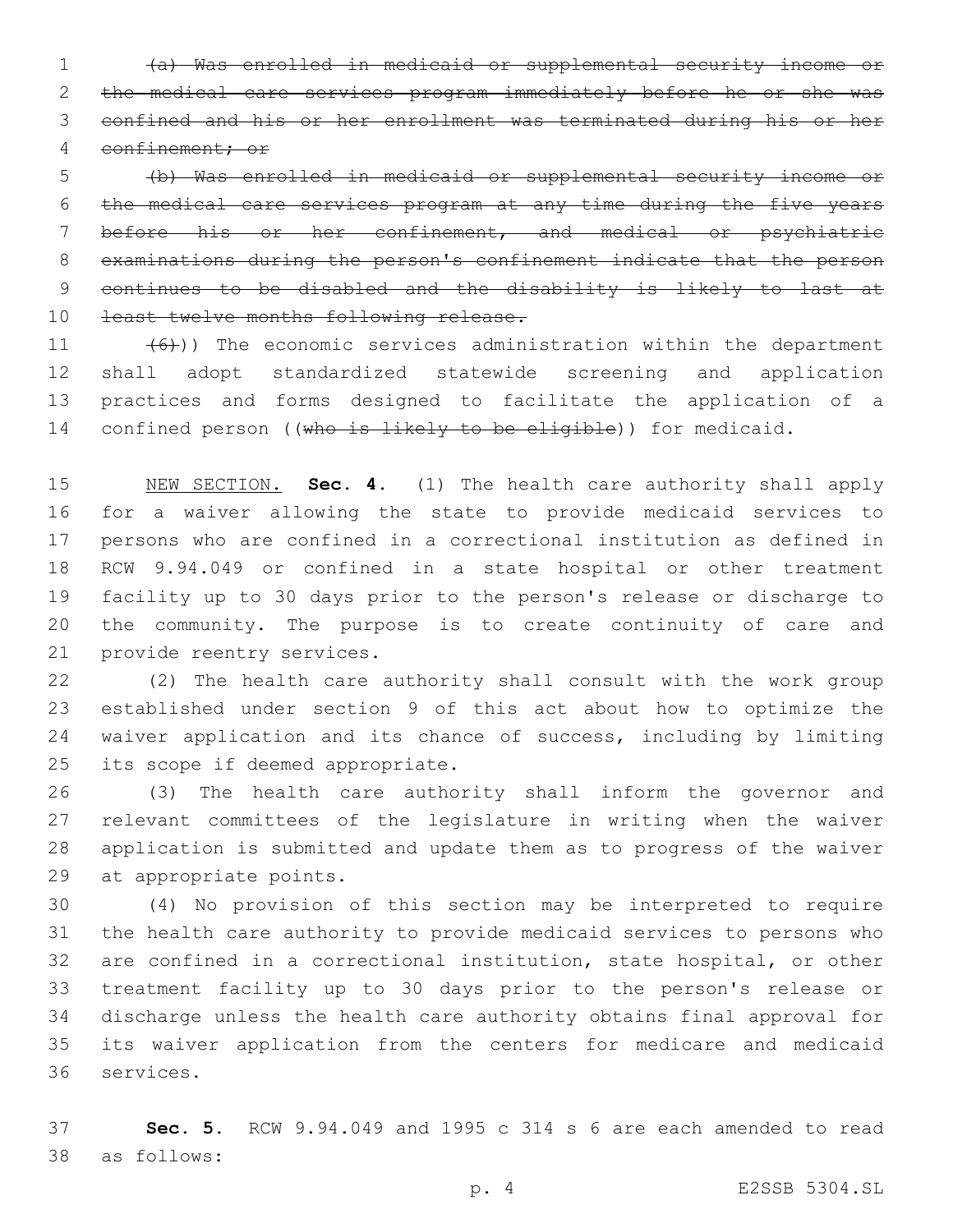~~(a) Was enrolled in medicaid or supplemental security income or the medical care services program immediately before he or she was confined and his or her enrollment was terminated during his or her confinement; or~~

~~(b) Was enrolled in medicaid or supplemental security income or the medical care services program at any time during the five years before his or her confinement, and medical or psychiatric examinations during the person's confinement indicate that the person continues to be disabled and the disability is likely to last at least twelve months following release.~~

~~(6)~~)) The economic services administration within the department shall adopt standardized statewide screening and application practices and forms designed to facilitate the application of a confined person ((~~who is likely to be eligible~~)) for medicaid.

NEW SECTION. **Sec. 4.** (1) The health care authority shall apply for a waiver allowing the state to provide medicaid services to persons who are confined in a correctional institution as defined in RCW 9.94.049 or confined in a state hospital or other treatment facility up to 30 days prior to the person's release or discharge to the community. The purpose is to create continuity of care and provide reentry services.

(2) The health care authority shall consult with the work group established under section 9 of this act about how to optimize the waiver application and its chance of success, including by limiting its scope if deemed appropriate.

(3) The health care authority shall inform the governor and relevant committees of the legislature in writing when the waiver application is submitted and update them as to progress of the waiver at appropriate points.

(4) No provision of this section may be interpreted to require the health care authority to provide medicaid services to persons who are confined in a correctional institution, state hospital, or other treatment facility up to 30 days prior to the person's release or discharge unless the health care authority obtains final approval for its waiver application from the centers for medicare and medicaid services.

**Sec. 5.** RCW 9.94.049 and 1995 c 314 s 6 are each amended to read as follows: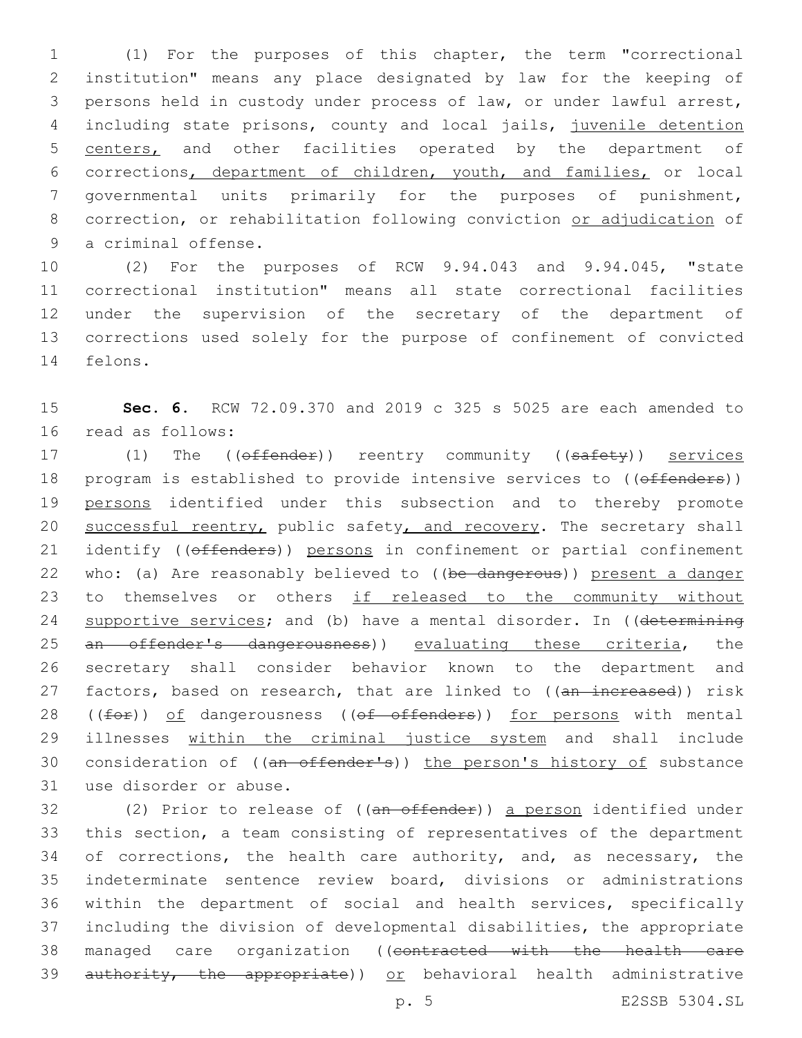(1) For the purposes of this chapter, the term "correctional institution" means any place designated by law for the keeping of persons held in custody under process of law, or under lawful arrest, including state prisons, county and local jails, juvenile detention centers, and other facilities operated by the department of corrections, department of children, youth, and families, or local governmental units primarily for the purposes of punishment, correction, or rehabilitation following conviction or adjudication of a criminal offense.

(2) For the purposes of RCW 9.94.043 and 9.94.045, "state correctional institution" means all state correctional facilities under the supervision of the secretary of the department of corrections used solely for the purpose of confinement of convicted felons.

**Sec. 6.** RCW 72.09.370 and 2019 c 325 s 5025 are each amended to read as follows:

(1) The ((offender)) reentry community ((safety)) services program is established to provide intensive services to ((offenders)) persons identified under this subsection and to thereby promote successful reentry, public safety, and recovery. The secretary shall identify ((offenders)) persons in confinement or partial confinement who: (a) Are reasonably believed to ((be dangerous)) present a danger to themselves or others if released to the community without supportive services; and (b) have a mental disorder. In ((determining an offender's dangerousness)) evaluating these criteria, the secretary shall consider behavior known to the department and factors, based on research, that are linked to ((an increased)) risk ((for)) of dangerousness ((of offenders)) for persons with mental illnesses within the criminal justice system and shall include consideration of ((an offender's)) the person's history of substance use disorder or abuse.

(2) Prior to release of ((an offender)) a person identified under this section, a team consisting of representatives of the department of corrections, the health care authority, and, as necessary, the indeterminate sentence review board, divisions or administrations within the department of social and health services, specifically including the division of developmental disabilities, the appropriate managed care organization ((contracted with the health care authority, the appropriate)) or behavioral health administrative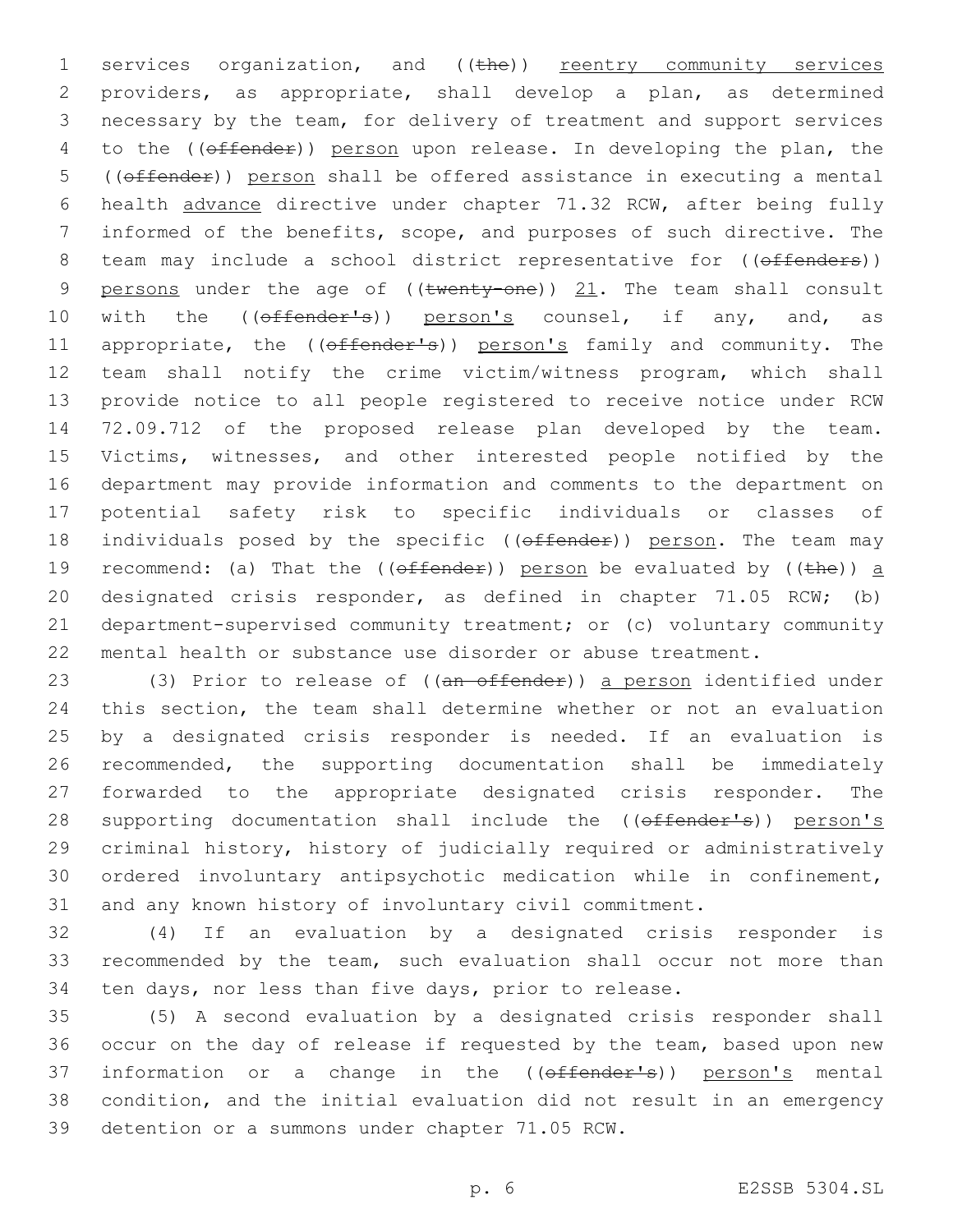services organization, and ((~~the~~)) reentry community services providers, as appropriate, shall develop a plan, as determined necessary by the team, for delivery of treatment and support services to the ((~~offender~~)) person upon release. In developing the plan, the ((~~offender~~)) person shall be offered assistance in executing a mental health advance directive under chapter 71.32 RCW, after being fully informed of the benefits, scope, and purposes of such directive. The team may include a school district representative for ((~~offenders~~)) persons under the age of ((~~twenty-one~~)) 21. The team shall consult with the ((~~offender's~~)) person's counsel, if any, and, as appropriate, the ((~~offender's~~)) person's family and community. The team shall notify the crime victim/witness program, which shall provide notice to all people registered to receive notice under RCW 72.09.712 of the proposed release plan developed by the team. Victims, witnesses, and other interested people notified by the department may provide information and comments to the department on potential safety risk to specific individuals or classes of individuals posed by the specific ((~~offender~~)) person. The team may recommend: (a) That the ((~~offender~~)) person be evaluated by ((~~the~~)) a designated crisis responder, as defined in chapter 71.05 RCW; (b) department-supervised community treatment; or (c) voluntary community mental health or substance use disorder or abuse treatment.

(3) Prior to release of ((~~an offender~~)) a person identified under this section, the team shall determine whether or not an evaluation by a designated crisis responder is needed. If an evaluation is recommended, the supporting documentation shall be immediately forwarded to the appropriate designated crisis responder. The supporting documentation shall include the ((~~offender's~~)) person's criminal history, history of judicially required or administratively ordered involuntary antipsychotic medication while in confinement, and any known history of involuntary civil commitment.

(4) If an evaluation by a designated crisis responder is recommended by the team, such evaluation shall occur not more than ten days, nor less than five days, prior to release.

(5) A second evaluation by a designated crisis responder shall occur on the day of release if requested by the team, based upon new information or a change in the ((~~offender's~~)) person's mental condition, and the initial evaluation did not result in an emergency detention or a summons under chapter 71.05 RCW.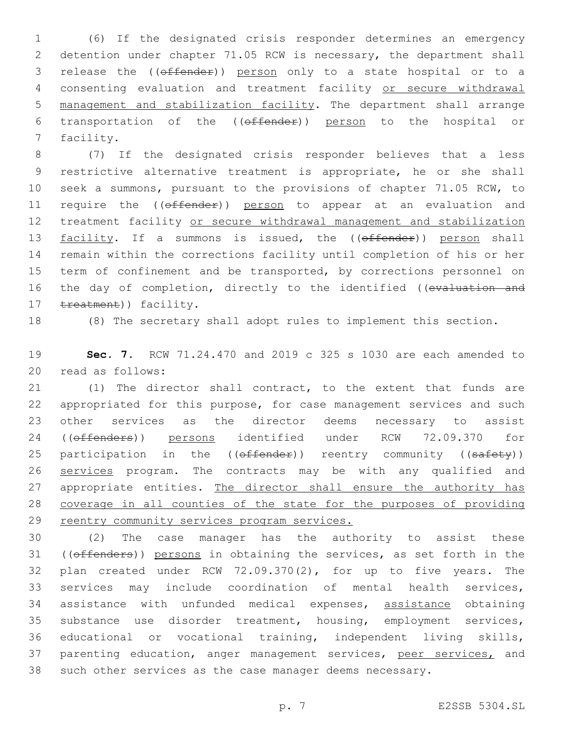(6) If the designated crisis responder determines an emergency detention under chapter 71.05 RCW is necessary, the department shall release the ((~~offender~~)) <u>person</u> only to a state hospital or to a consenting evaluation and treatment facility <u>or secure withdrawal management and stabilization facility</u>. The department shall arrange transportation of the ((~~offender~~)) <u>person</u> to the hospital or facility.

(7) If the designated crisis responder believes that a less restrictive alternative treatment is appropriate, he or she shall seek a summons, pursuant to the provisions of chapter 71.05 RCW, to require the ((~~offender~~)) <u>person</u> to appear at an evaluation and treatment facility <u>or secure withdrawal management and stabilization facility</u>. If a summons is issued, the ((~~offender~~)) <u>person</u> shall remain within the corrections facility until completion of his or her term of confinement and be transported, by corrections personnel on the day of completion, directly to the identified ((~~evaluation and treatment~~)) facility.

(8) The secretary shall adopt rules to implement this section.

**Sec. 7.** RCW 71.24.470 and 2019 c 325 s 1030 are each amended to read as follows:

(1) The director shall contract, to the extent that funds are appropriated for this purpose, for case management services and such other services as the director deems necessary to assist ((~~offenders~~)) <u>persons</u> identified under RCW 72.09.370 for participation in the ((~~offender~~)) reentry community ((~~safety~~)) <u>services</u> program. The contracts may be with any qualified and appropriate entities. <u>The director shall ensure the authority has coverage in all counties of the state for the purposes of providing reentry community services program services.</u>

(2) The case manager has the authority to assist these ((~~offenders~~)) <u>persons</u> in obtaining the services, as set forth in the plan created under RCW 72.09.370(2), for up to five years. The services may include coordination of mental health services, assistance with unfunded medical expenses, <u>assistance</u> obtaining substance use disorder treatment, housing, employment services, educational or vocational training, independent living skills, parenting education, anger management services, <u>peer services,</u> and such other services as the case manager deems necessary.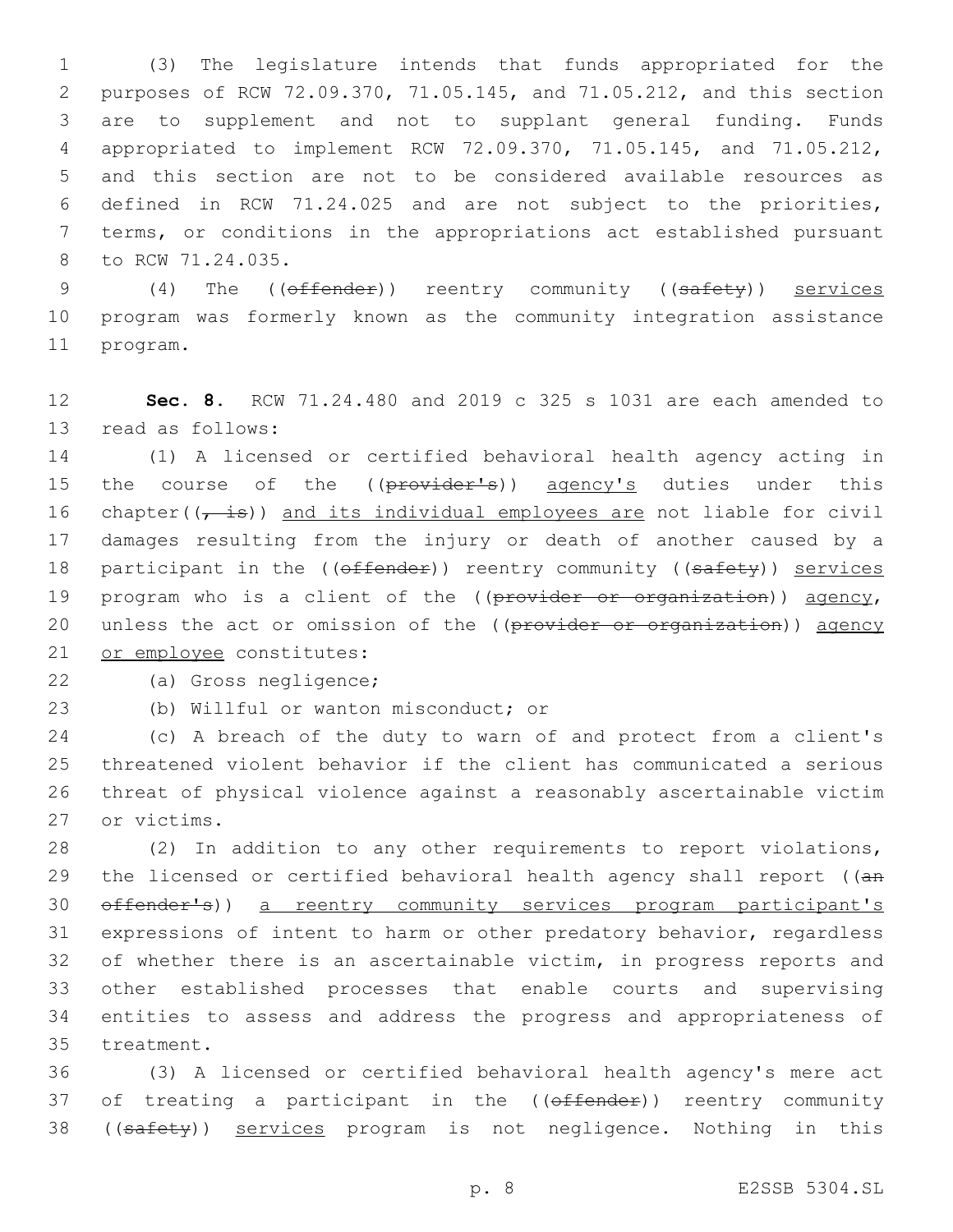(3) The legislature intends that funds appropriated for the purposes of RCW 72.09.370, 71.05.145, and 71.05.212, and this section are to supplement and not to supplant general funding. Funds appropriated to implement RCW 72.09.370, 71.05.145, and 71.05.212, and this section are not to be considered available resources as defined in RCW 71.24.025 and are not subject to the priorities, terms, or conditions in the appropriations act established pursuant to RCW 71.24.035.

(4) The ((~~offender~~)) reentry community ((~~safety~~)) services program was formerly known as the community integration assistance program.

**Sec. 8.** RCW 71.24.480 and 2019 c 325 s 1031 are each amended to read as follows:

(1) A licensed or certified behavioral health agency acting in the course of the ((~~provider's~~)) agency's duties under this chapter((~~, is~~)) and its individual employees are not liable for civil damages resulting from the injury or death of another caused by a participant in the ((~~offender~~)) reentry community ((~~safety~~)) services program who is a client of the ((~~provider or organization~~)) agency, unless the act or omission of the ((~~provider or organization~~)) agency or employee constitutes:

(a) Gross negligence;

(b) Willful or wanton misconduct; or

(c) A breach of the duty to warn of and protect from a client's threatened violent behavior if the client has communicated a serious threat of physical violence against a reasonably ascertainable victim or victims.

(2) In addition to any other requirements to report violations, the licensed or certified behavioral health agency shall report ((~~an offender's~~)) a reentry community services program participant's expressions of intent to harm or other predatory behavior, regardless of whether there is an ascertainable victim, in progress reports and other established processes that enable courts and supervising entities to assess and address the progress and appropriateness of treatment.

(3) A licensed or certified behavioral health agency's mere act of treating a participant in the ((~~offender~~)) reentry community ((~~safety~~)) services program is not negligence. Nothing in this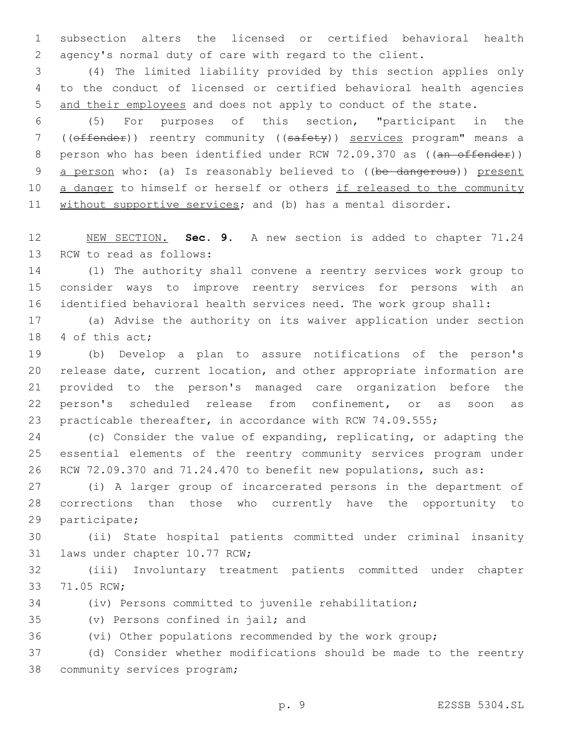subsection alters the licensed or certified behavioral health agency's normal duty of care with regard to the client.

(4) The limited liability provided by this section applies only to the conduct of licensed or certified behavioral health agencies and their employees and does not apply to conduct of the state.

(5) For purposes of this section, "participant in the ((~~offender~~)) reentry community ((~~safety~~)) services program" means a person who has been identified under RCW 72.09.370 as ((~~an offender~~)) a person who: (a) Is reasonably believed to ((~~be dangerous~~)) present a danger to himself or herself or others if released to the community without supportive services; and (b) has a mental disorder.

NEW SECTION. **Sec. 9.** A new section is added to chapter 71.24 RCW to read as follows:

(1) The authority shall convene a reentry services work group to consider ways to improve reentry services for persons with an identified behavioral health services need. The work group shall:

(a) Advise the authority on its waiver application under section 4 of this act;

(b) Develop a plan to assure notifications of the person's release date, current location, and other appropriate information are provided to the person's managed care organization before the person's scheduled release from confinement, or as soon as practicable thereafter, in accordance with RCW 74.09.555;

(c) Consider the value of expanding, replicating, or adapting the essential elements of the reentry community services program under RCW 72.09.370 and 71.24.470 to benefit new populations, such as:

(i) A larger group of incarcerated persons in the department of corrections than those who currently have the opportunity to participate;

(ii) State hospital patients committed under criminal insanity laws under chapter 10.77 RCW;

(iii) Involuntary treatment patients committed under chapter 71.05 RCW;

(iv) Persons committed to juvenile rehabilitation;

(v) Persons confined in jail; and

(vi) Other populations recommended by the work group;

(d) Consider whether modifications should be made to the reentry community services program;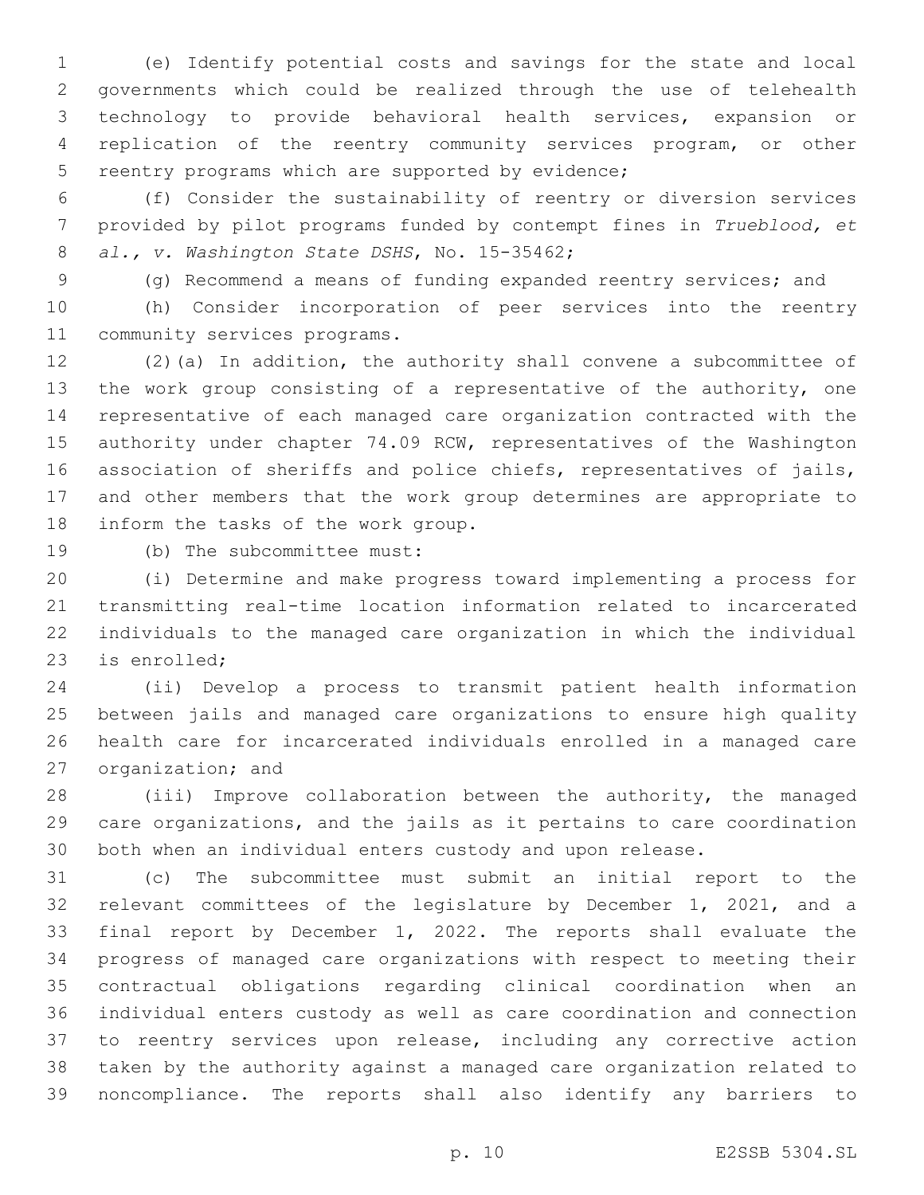(e) Identify potential costs and savings for the state and local governments which could be realized through the use of telehealth technology to provide behavioral health services, expansion or replication of the reentry community services program, or other reentry programs which are supported by evidence;

(f) Consider the sustainability of reentry or diversion services provided by pilot programs funded by contempt fines in *Trueblood, et al., v. Washington State DSHS*, No. 15-35462;

(g) Recommend a means of funding expanded reentry services; and

(h) Consider incorporation of peer services into the reentry community services programs.

(2)(a) In addition, the authority shall convene a subcommittee of the work group consisting of a representative of the authority, one representative of each managed care organization contracted with the authority under chapter 74.09 RCW, representatives of the Washington association of sheriffs and police chiefs, representatives of jails, and other members that the work group determines are appropriate to inform the tasks of the work group.

(b) The subcommittee must:

(i) Determine and make progress toward implementing a process for transmitting real-time location information related to incarcerated individuals to the managed care organization in which the individual is enrolled;

(ii) Develop a process to transmit patient health information between jails and managed care organizations to ensure high quality health care for incarcerated individuals enrolled in a managed care organization; and

(iii) Improve collaboration between the authority, the managed care organizations, and the jails as it pertains to care coordination both when an individual enters custody and upon release.

(c) The subcommittee must submit an initial report to the relevant committees of the legislature by December 1, 2021, and a final report by December 1, 2022. The reports shall evaluate the progress of managed care organizations with respect to meeting their contractual obligations regarding clinical coordination when an individual enters custody as well as care coordination and connection to reentry services upon release, including any corrective action taken by the authority against a managed care organization related to noncompliance. The reports shall also identify any barriers to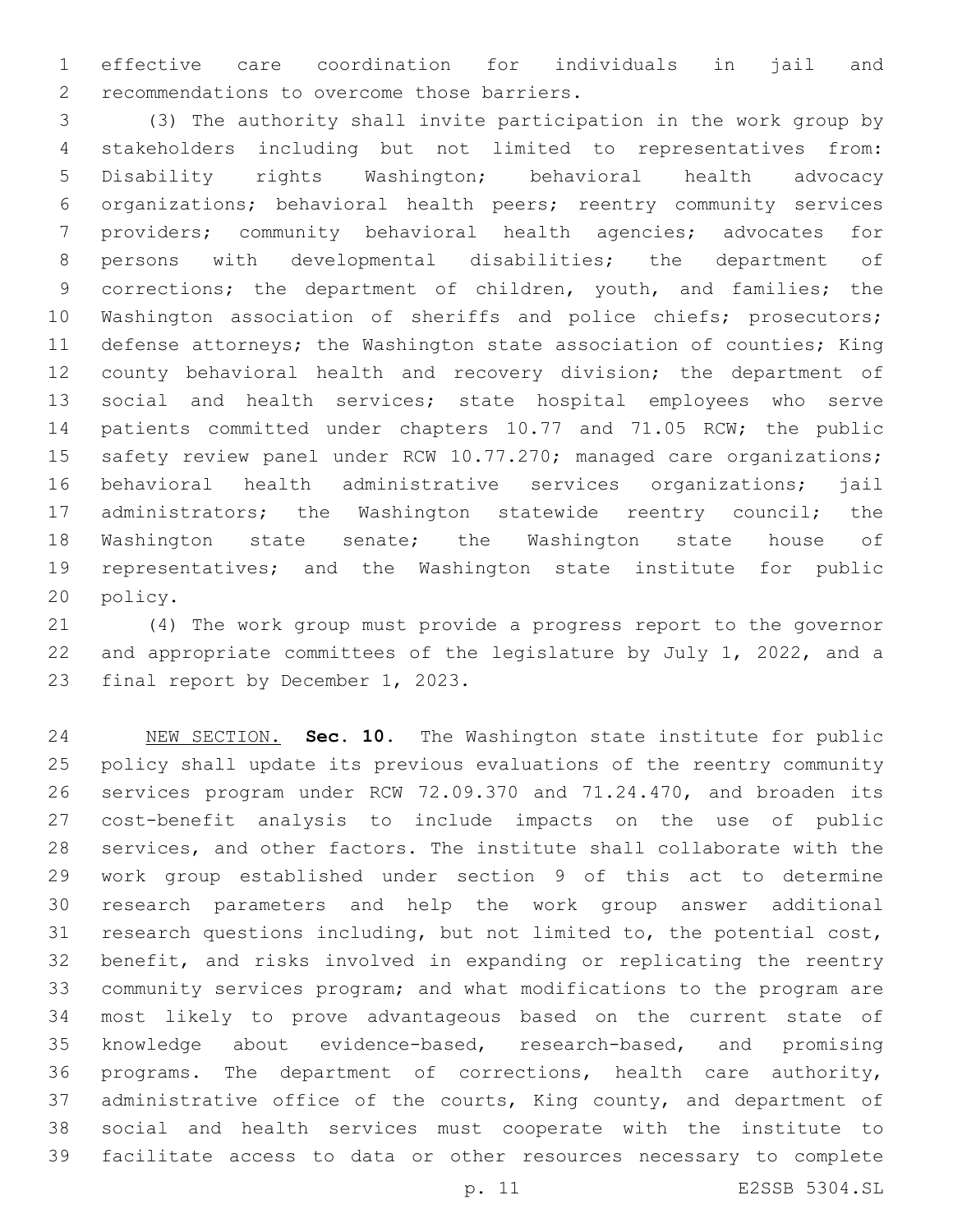effective care coordination for individuals in jail and recommendations to overcome those barriers.

(3) The authority shall invite participation in the work group by stakeholders including but not limited to representatives from: Disability rights Washington; behavioral health advocacy organizations; behavioral health peers; reentry community services providers; community behavioral health agencies; advocates for persons with developmental disabilities; the department of corrections; the department of children, youth, and families; the Washington association of sheriffs and police chiefs; prosecutors; defense attorneys; the Washington state association of counties; King county behavioral health and recovery division; the department of social and health services; state hospital employees who serve patients committed under chapters 10.77 and 71.05 RCW; the public safety review panel under RCW 10.77.270; managed care organizations; behavioral health administrative services organizations; jail administrators; the Washington statewide reentry council; the Washington state senate; the Washington state house of representatives; and the Washington state institute for public policy.

(4) The work group must provide a progress report to the governor and appropriate committees of the legislature by July 1, 2022, and a final report by December 1, 2023.

NEW SECTION. **Sec. 10.** The Washington state institute for public policy shall update its previous evaluations of the reentry community services program under RCW 72.09.370 and 71.24.470, and broaden its cost-benefit analysis to include impacts on the use of public services, and other factors. The institute shall collaborate with the work group established under section 9 of this act to determine research parameters and help the work group answer additional research questions including, but not limited to, the potential cost, benefit, and risks involved in expanding or replicating the reentry community services program; and what modifications to the program are most likely to prove advantageous based on the current state of knowledge about evidence-based, research-based, and promising programs. The department of corrections, health care authority, administrative office of the courts, King county, and department of social and health services must cooperate with the institute to facilitate access to data or other resources necessary to complete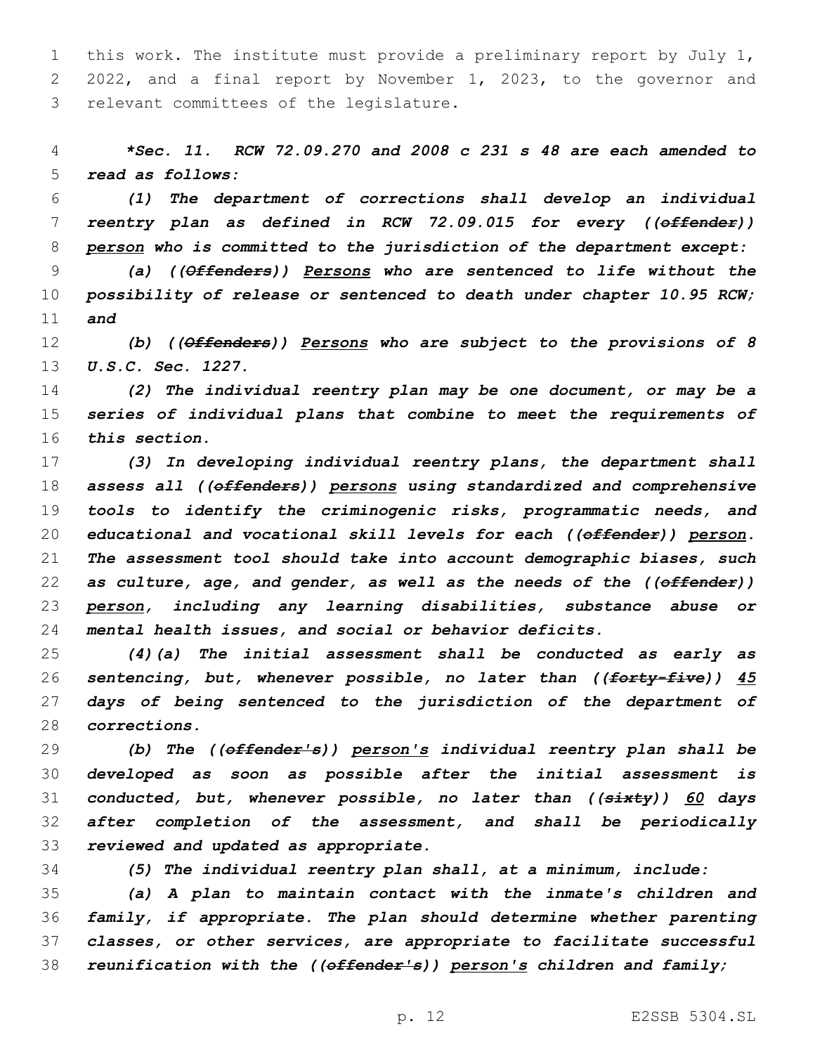this work. The institute must provide a preliminary report by July 1, 2022, and a final report by November 1, 2023, to the governor and relevant committees of the legislature.

***Sec. 11. RCW 72.09.270 and 2008 c 231 s 48 are each amended to read as follows:***

*(1) The department of corrections shall develop an individual reentry plan as defined in RCW 72.09.015 for every ((~~offender~~)) person who is committed to the jurisdiction of the department except:*

*(a) ((~~Offenders~~)) Persons who are sentenced to life without the possibility of release or sentenced to death under chapter 10.95 RCW; and*

*(b) ((~~Offenders~~)) Persons who are subject to the provisions of 8 U.S.C. Sec. 1227.*

*(2) The individual reentry plan may be one document, or may be a series of individual plans that combine to meet the requirements of this section.*

*(3) In developing individual reentry plans, the department shall assess all ((~~offenders~~)) persons using standardized and comprehensive tools to identify the criminogenic risks, programmatic needs, and educational and vocational skill levels for each ((~~offender~~)) person. The assessment tool should take into account demographic biases, such as culture, age, and gender, as well as the needs of the ((~~offender~~)) person, including any learning disabilities, substance abuse or mental health issues, and social or behavior deficits.*

*(4)(a) The initial assessment shall be conducted as early as sentencing, but, whenever possible, no later than ((~~forty-five~~)) 45 days of being sentenced to the jurisdiction of the department of corrections.*

*(b) The ((~~offender's~~)) person's individual reentry plan shall be developed as soon as possible after the initial assessment is conducted, but, whenever possible, no later than ((~~sixty~~)) 60 days after completion of the assessment, and shall be periodically reviewed and updated as appropriate.*

*(5) The individual reentry plan shall, at a minimum, include:*

*(a) A plan to maintain contact with the inmate's children and family, if appropriate. The plan should determine whether parenting classes, or other services, are appropriate to facilitate successful reunification with the ((~~offender's~~)) person's children and family;*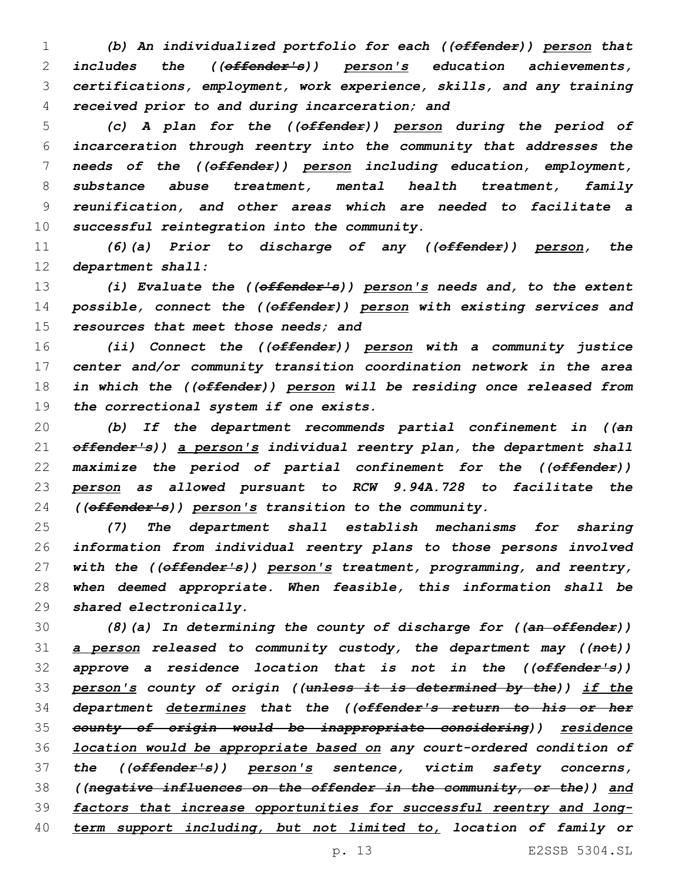*(b) An individualized portfolio for each ((~~offender~~)) person that includes the ((~~offender's~~)) person's education achievements, certifications, employment, work experience, skills, and any training received prior to and during incarceration; and*

*(c) A plan for the ((~~offender~~)) person during the period of incarceration through reentry into the community that addresses the needs of the ((~~offender~~)) person including education, employment, substance abuse treatment, mental health treatment, family reunification, and other areas which are needed to facilitate a successful reintegration into the community.*

*(6)(a) Prior to discharge of any ((~~offender~~)) person, the department shall:*

*(i) Evaluate the ((~~offender's~~)) person's needs and, to the extent possible, connect the ((~~offender~~)) person with existing services and resources that meet those needs; and*

*(ii) Connect the ((~~offender~~)) person with a community justice center and/or community transition coordination network in the area in which the ((~~offender~~)) person will be residing once released from the correctional system if one exists.*

*(b) If the department recommends partial confinement in ((~~an offender's~~)) a person's individual reentry plan, the department shall maximize the period of partial confinement for the ((~~offender~~)) person as allowed pursuant to RCW 9.94A.728 to facilitate the ((~~offender's~~)) person's transition to the community.*

*(7) The department shall establish mechanisms for sharing information from individual reentry plans to those persons involved with the ((~~offender's~~)) person's treatment, programming, and reentry, when deemed appropriate. When feasible, this information shall be shared electronically.*

*(8)(a) In determining the county of discharge for ((~~an offender~~)) a person released to community custody, the department may ((~~not~~)) approve a residence location that is not in the ((~~offender's~~)) person's county of origin ((~~unless it is determined by the~~)) if the department determines that the ((~~offender's return to his or her county of origin would be inappropriate considering~~)) residence location would be appropriate based on any court-ordered condition of the ((~~offender's~~)) person's sentence, victim safety concerns, ((~~negative influences on the offender in the community, or the~~)) and factors that increase opportunities for successful reentry and long-term support including, but not limited to, location of family or*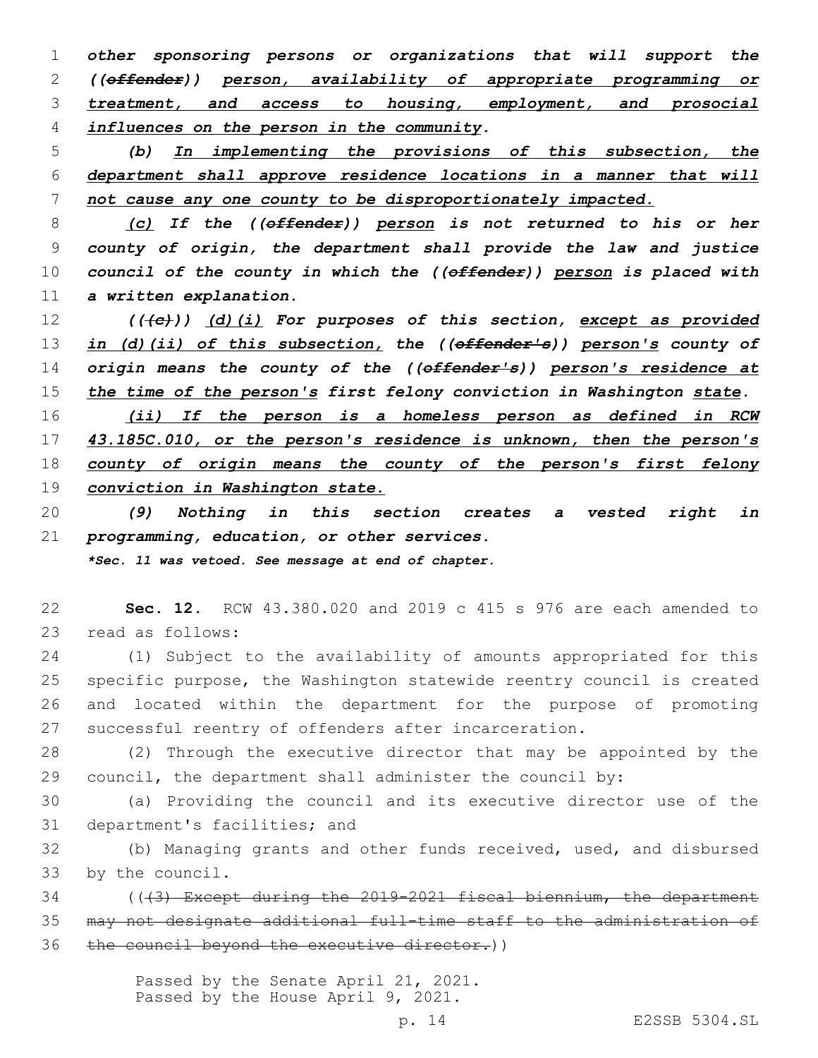*other sponsoring persons or organizations that will support the ((~~offender~~)) person, availability of appropriate programming or treatment, and access to housing, employment, and prosocial influences on the person in the community.*

*(b) In implementing the provisions of this subsection, the department shall approve residence locations in a manner that will not cause any one county to be disproportionately impacted.*

*(c) If the ((~~offender~~)) person is not returned to his or her county of origin, the department shall provide the law and justice council of the county in which the ((~~offender~~)) person is placed with a written explanation.*

*((~~(c)~~)) (d)(i) For purposes of this section, except as provided in (d)(ii) of this subsection, the ((~~offender's~~)) person's county of origin means the county of the ((~~offender's~~)) person's residence at the time of the person's first felony conviction in Washington state.*

*(ii) If the person is a homeless person as defined in RCW 43.185C.010, or the person's residence is unknown, then the person's county of origin means the county of the person's first felony conviction in Washington state.*

*(9) Nothing in this section creates a vested right in programming, education, or other services.*

****Sec. 11 was vetoed. See message at end of chapter.***

**Sec. 12.** RCW 43.380.020 and 2019 c 415 s 976 are each amended to read as follows:

(1) Subject to the availability of amounts appropriated for this specific purpose, the Washington statewide reentry council is created and located within the department for the purpose of promoting successful reentry of offenders after incarceration.

(2) Through the executive director that may be appointed by the council, the department shall administer the council by:

(a) Providing the council and its executive director use of the department's facilities; and

(b) Managing grants and other funds received, used, and disbursed by the council.

((~~(3) Except during the 2019-2021 fiscal biennium, the department may not designate additional full-time staff to the administration of the council beyond the executive director.~~))

Passed by the Senate April 21, 2021.
Passed by the House April 9, 2021.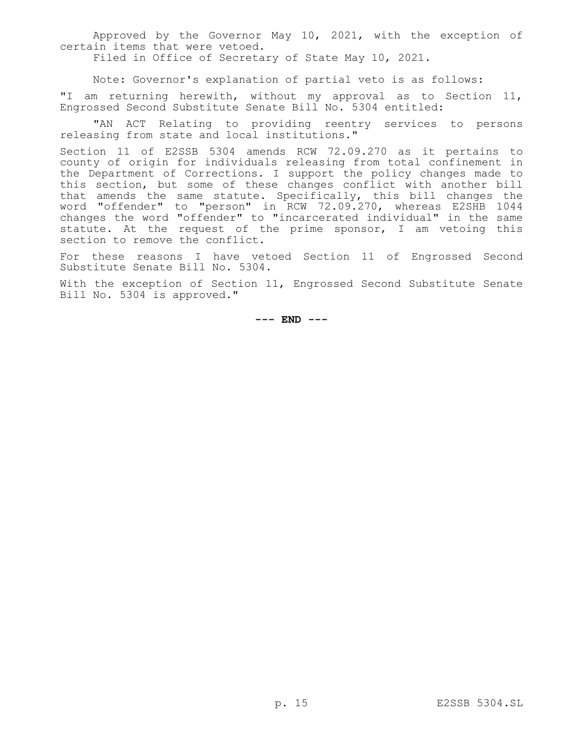Approved by the Governor May 10, 2021, with the exception of certain items that were vetoed.

Filed in Office of Secretary of State May 10, 2021.

Note: Governor's explanation of partial veto is as follows:

"I am returning herewith, without my approval as to Section 11, Engrossed Second Substitute Senate Bill No. 5304 entitled:

"AN ACT Relating to providing reentry services to persons releasing from state and local institutions."

Section 11 of E2SSB 5304 amends RCW 72.09.270 as it pertains to county of origin for individuals releasing from total confinement in the Department of Corrections. I support the policy changes made to this section, but some of these changes conflict with another bill that amends the same statute. Specifically, this bill changes the word "offender" to "person" in RCW 72.09.270, whereas E2SHB 1044 changes the word "offender" to "incarcerated individual" in the same statute. At the request of the prime sponsor, I am vetoing this section to remove the conflict.

For these reasons I have vetoed Section 11 of Engrossed Second Substitute Senate Bill No. 5304.

With the exception of Section 11, Engrossed Second Substitute Senate Bill No. 5304 is approved."

**--- END ---**